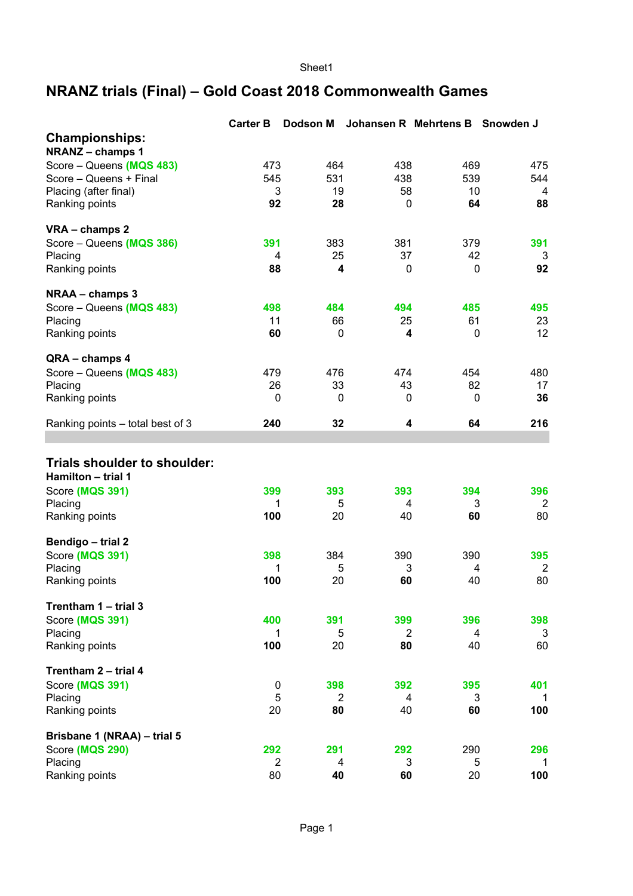# NRANZ trials (Final) – Gold Coast 2018 Commonwealth Games

| | Carter B | Dodson M | Johansen R | Mehrtens B | Snowden J |
|---|---|---|---|---|---|
| **Championships:** | | | | | |
| **NRANZ – champs 1** | | | | | |
| Score – Queens **(MQS 483)** | 473 | 464 | 438 | 469 | 475 |
| Score – Queens + Final | 545 | 531 | 438 | 539 | 544 |
| Placing (after final) | 3 | 19 | 58 | 10 | 4 |
| Ranking points | **92** | **28** | 0 | **64** | **88** |
| **VRA – champs 2** | | | | | |
| Score – Queens **(MQS 386)** | **391** | 383 | 381 | 379 | **391** |
| Placing | 4 | 25 | 37 | 42 | 3 |
| Ranking points | **88** | **4** | 0 | 0 | **92** |
| **NRAA – champs 3** | | | | | |
| Score – Queens **(MQS 483)** | **498** | **484** | **494** | **485** | **495** |
| Placing | 11 | 66 | 25 | 61 | 23 |
| Ranking points | **60** | 0 | **4** | 0 | 12 |
| **QRA – champs 4** | | | | | |
| Score – Queens **(MQS 483)** | 479 | 476 | 474 | 454 | 480 |
| Placing | 26 | 33 | 43 | 82 | 17 |
| Ranking points | 0 | 0 | 0 | 0 | **36** |
| Ranking points – total best of 3 | **240** | **32** | **4** | **64** | **216** |
| **Trials shoulder to shoulder:** | | | | | |
| **Hamilton – trial 1** | | | | | |
| Score **(MQS 391)** | **399** | **393** | **393** | **394** | **396** |
| Placing | 1 | 5 | 4 | 3 | 2 |
| Ranking points | **100** | 20 | 40 | **60** | 80 |
| **Bendigo – trial 2** | | | | | |
| Score **(MQS 391)** | **398** | 384 | 390 | 390 | **395** |
| Placing | 1 | 5 | 3 | 4 | 2 |
| Ranking points | **100** | 20 | **60** | 40 | 80 |
| **Trentham 1 – trial 3** | | | | | |
| Score **(MQS 391)** | **400** | **391** | **399** | **396** | **398** |
| Placing | 1 | 5 | 2 | 4 | 3 |
| Ranking points | **100** | 20 | **80** | 40 | 60 |
| **Trentham 2 – trial 4** | | | | | |
| Score **(MQS 391)** | 0 | **398** | **392** | **395** | **401** |
| Placing | 5 | 2 | 4 | 3 | 1 |
| Ranking points | 20 | **80** | 40 | **60** | **100** |
| **Brisbane 1 (NRAA) – trial 5** | | | | | |
| Score **(MQS 290)** | **292** | **291** | **292** | 290 | **296** |
| Placing | 2 | 4 | 3 | 5 | 1 |
| Ranking points | 80 | **40** | **60** | 20 | **100** |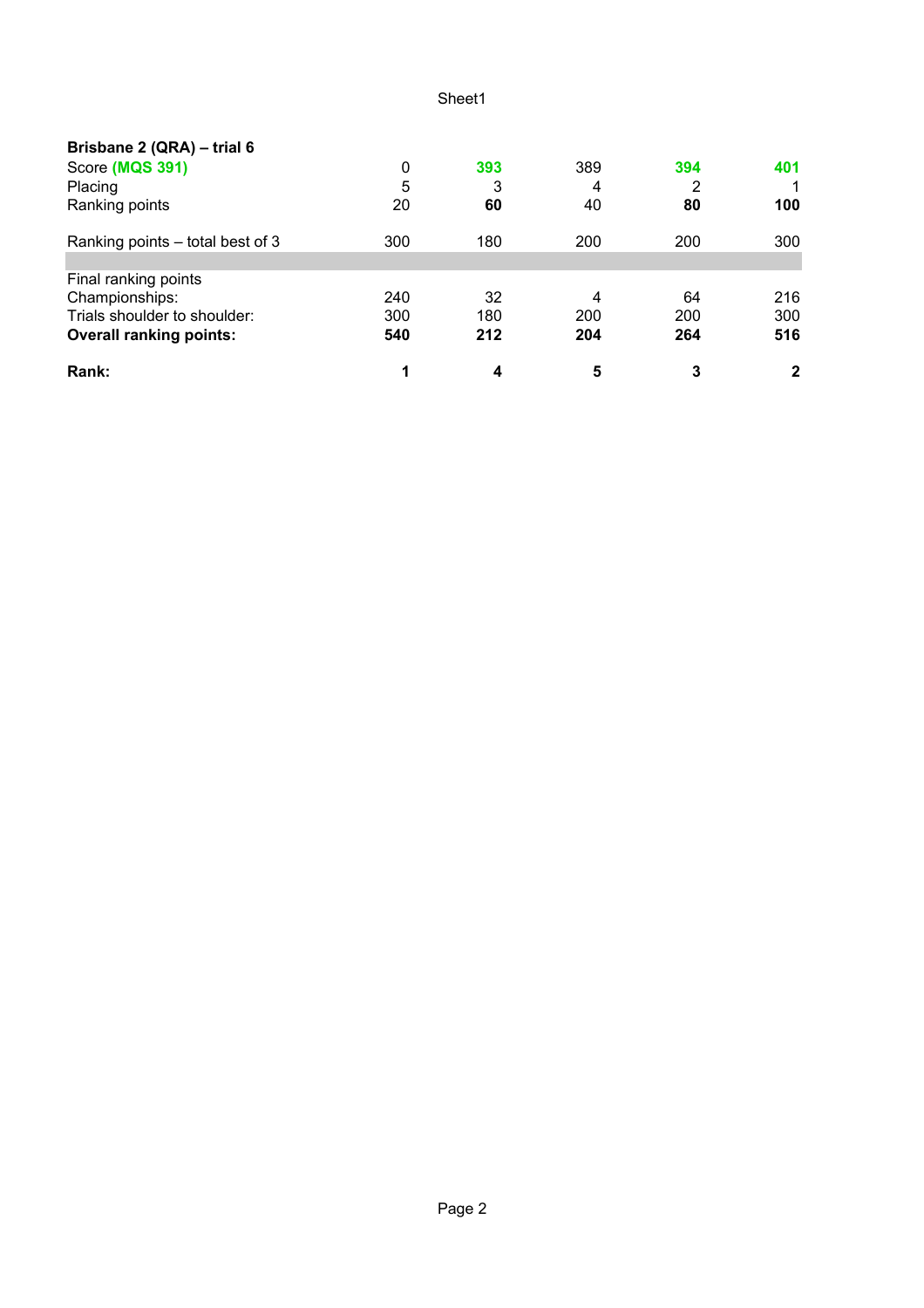| | | | | | |
|---|---|---|---|---|---|
| **Brisbane 2 (QRA) – trial 6** | | | | | |
| Score **(MQS 391)** | 0 | **393** | 389 | **394** | **401** |
| Placing | 5 | 3 | 4 | 2 | 1 |
| Ranking points | 20 | **60** | 40 | **80** | **100** |
| Ranking points – total best of 3 | 300 | 180 | 200 | 200 | 300 |
| | | | | | |
| Final ranking points | | | | | |
| Championships: | 240 | 32 | 4 | 64 | 216 |
| Trials shoulder to shoulder: | 300 | 180 | 200 | 200 | 300 |
| **Overall ranking points:** | **540** | **212** | **204** | **264** | **516** |
| **Rank:** | **1** | **4** | **5** | **3** | **2** |